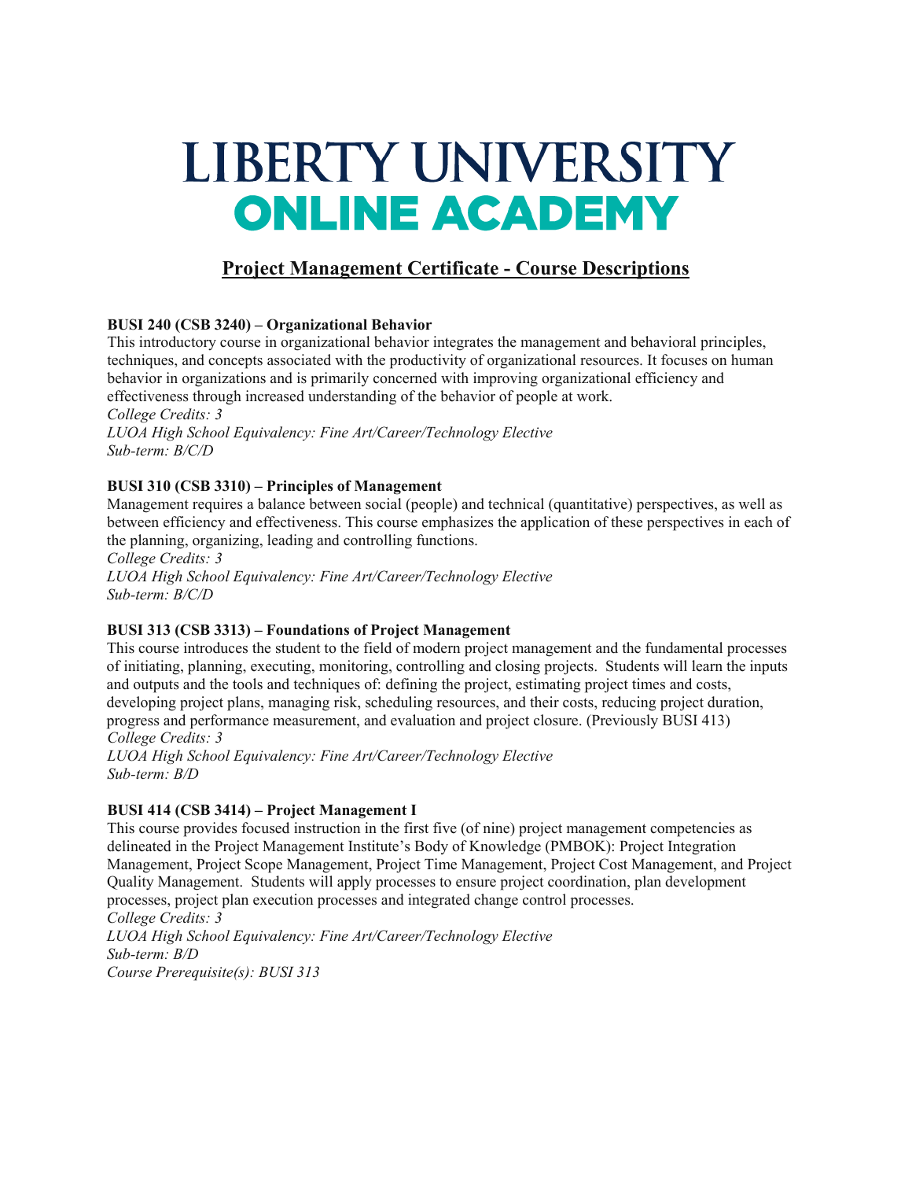# LIBERTY UNIVERSITY
# ONLINE ACADEMY

## Project Management Certificate - Course Descriptions

**BUSI 240 (CSB 3240) – Organizational Behavior**

This introductory course in organizational behavior integrates the management and behavioral principles, techniques, and concepts associated with the productivity of organizational resources. It focuses on human behavior in organizations and is primarily concerned with improving organizational efficiency and effectiveness through increased understanding of the behavior of people at work.

*College Credits: 3*
*LUOA High School Equivalency: Fine Art/Career/Technology Elective*
*Sub-term: B/C/D*

**BUSI 310 (CSB 3310) – Principles of Management**

Management requires a balance between social (people) and technical (quantitative) perspectives, as well as between efficiency and effectiveness. This course emphasizes the application of these perspectives in each of the planning, organizing, leading and controlling functions.

*College Credits: 3*
*LUOA High School Equivalency: Fine Art/Career/Technology Elective*
*Sub-term: B/C/D*

**BUSI 313 (CSB 3313) – Foundations of Project Management**

This course introduces the student to the field of modern project management and the fundamental processes of initiating, planning, executing, monitoring, controlling and closing projects. Students will learn the inputs and outputs and the tools and techniques of: defining the project, estimating project times and costs, developing project plans, managing risk, scheduling resources, and their costs, reducing project duration, progress and performance measurement, and evaluation and project closure. (Previously BUSI 413)

*College Credits: 3*
*LUOA High School Equivalency: Fine Art/Career/Technology Elective*
*Sub-term: B/D*

**BUSI 414 (CSB 3414) – Project Management I**

This course provides focused instruction in the first five (of nine) project management competencies as delineated in the Project Management Institute's Body of Knowledge (PMBOK): Project Integration Management, Project Scope Management, Project Time Management, Project Cost Management, and Project Quality Management. Students will apply processes to ensure project coordination, plan development processes, project plan execution processes and integrated change control processes.

*College Credits: 3*
*LUOA High School Equivalency: Fine Art/Career/Technology Elective*
*Sub-term: B/D*
*Course Prerequisite(s): BUSI 313*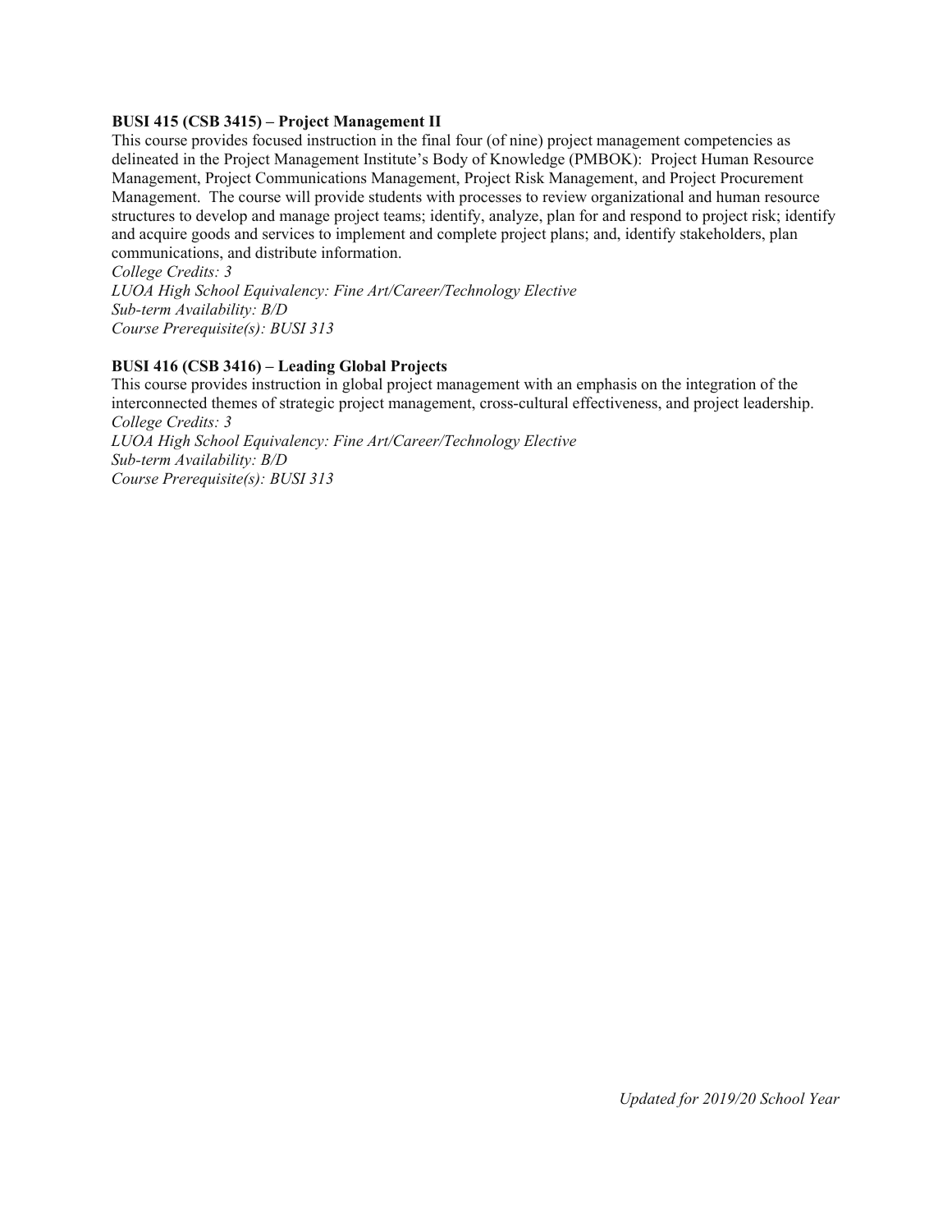**BUSI 415 (CSB 3415) – Project Management II**

This course provides focused instruction in the final four (of nine) project management competencies as delineated in the Project Management Institute's Body of Knowledge (PMBOK): Project Human Resource Management, Project Communications Management, Project Risk Management, and Project Procurement Management. The course will provide students with processes to review organizational and human resource structures to develop and manage project teams; identify, analyze, plan for and respond to project risk; identify and acquire goods and services to implement and complete project plans; and, identify stakeholders, plan communications, and distribute information.

*College Credits: 3*
*LUOA High School Equivalency: Fine Art/Career/Technology Elective*
*Sub-term Availability: B/D*
*Course Prerequisite(s): BUSI 313*

**BUSI 416 (CSB 3416) – Leading Global Projects**

This course provides instruction in global project management with an emphasis on the integration of the interconnected themes of strategic project management, cross-cultural effectiveness, and project leadership.

*College Credits: 3*
*LUOA High School Equivalency: Fine Art/Career/Technology Elective*
*Sub-term Availability: B/D*
*Course Prerequisite(s): BUSI 313*

*Updated for 2019/20 School Year*